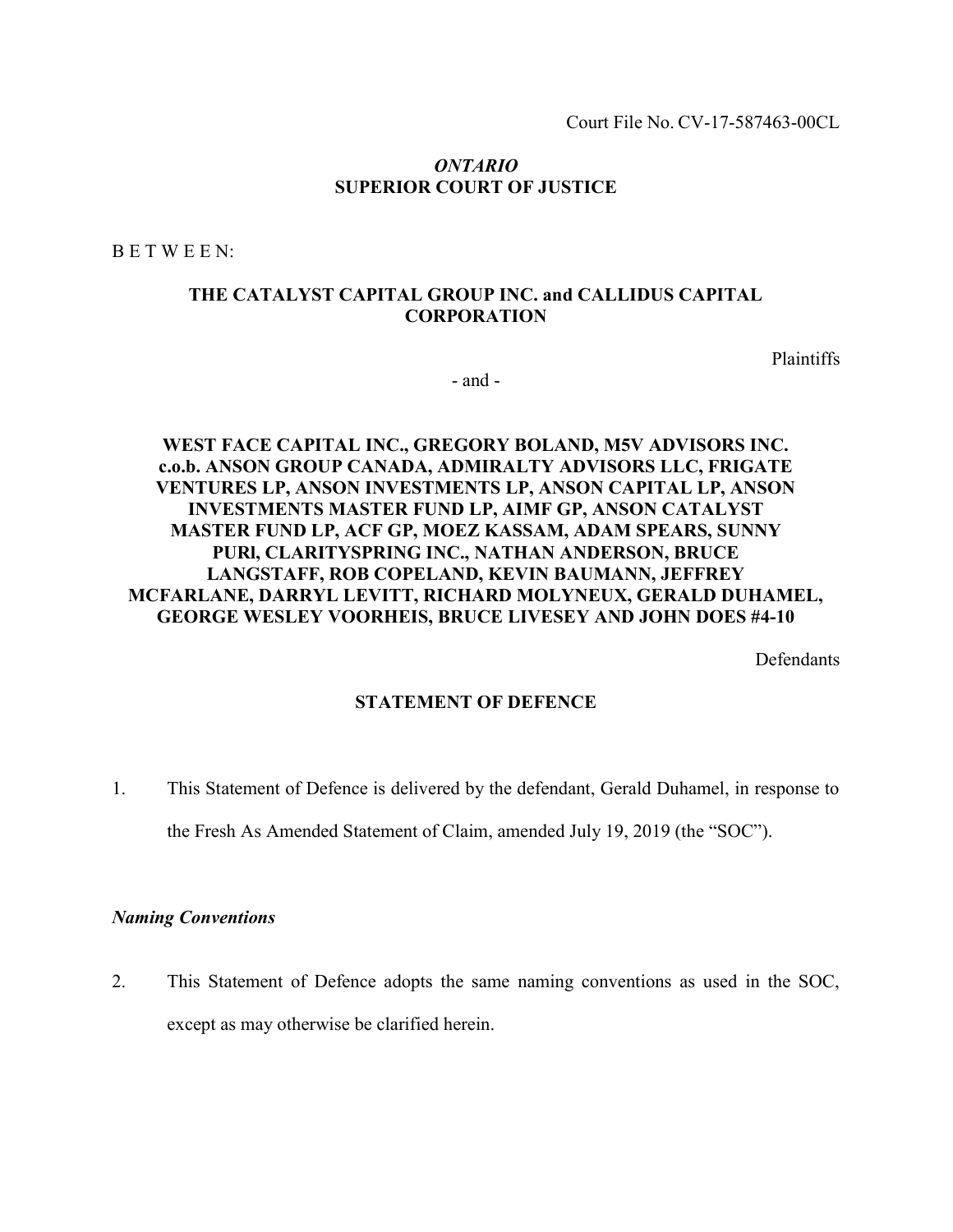Court File No. CV-17-587463-00CL

***ONTARIO***
**SUPERIOR COURT OF JUSTICE**

B E T W E E N:

**THE CATALYST CAPITAL GROUP INC. and CALLIDUS CAPITAL CORPORATION**

Plaintiffs

\- and -

**WEST FACE CAPITAL INC., GREGORY BOLAND, M5V ADVISORS INC. c.o.b. ANSON GROUP CANADA, ADMIRALTY ADVISORS LLC, FRIGATE VENTURES LP, ANSON INVESTMENTS LP, ANSON CAPITAL LP, ANSON INVESTMENTS MASTER FUND LP, AIMF GP, ANSON CATALYST MASTER FUND LP, ACF GP, MOEZ KASSAM, ADAM SPEARS, SUNNY PURI, CLARITYSPRING INC., NATHAN ANDERSON, BRUCE LANGSTAFF, ROB COPELAND, KEVIN BAUMANN, JEFFREY MCFARLANE, DARRYL LEVITT, RICHARD MOLYNEUX, GERALD DUHAMEL, GEORGE WESLEY VOORHEIS, BRUCE LIVESEY AND JOHN DOES #4-10**

Defendants

## STATEMENT OF DEFENCE

1. This Statement of Defence is delivered by the defendant, Gerald Duhamel, in response to the Fresh As Amended Statement of Claim, amended July 19, 2019 (the "SOC").

### *Naming Conventions*

2. This Statement of Defence adopts the same naming conventions as used in the SOC, except as may otherwise be clarified herein.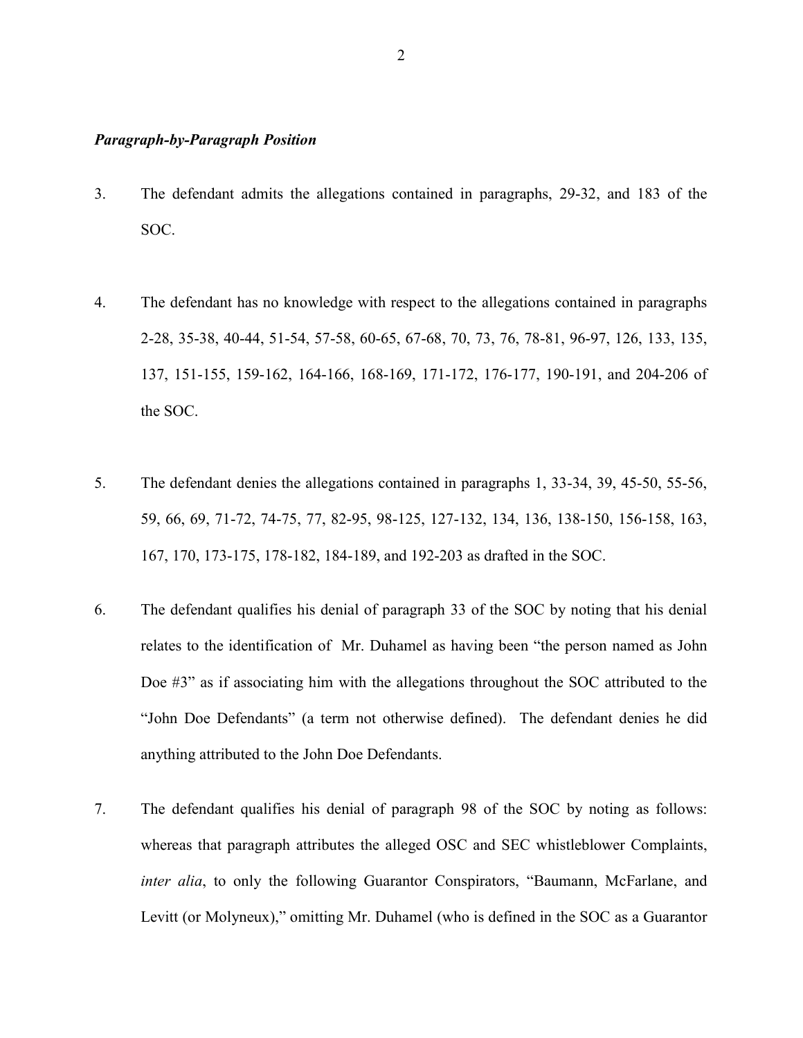***Paragraph-by-Paragraph Position***

3. The defendant admits the allegations contained in paragraphs, 29-32, and 183 of the SOC.

4. The defendant has no knowledge with respect to the allegations contained in paragraphs 2-28, 35-38, 40-44, 51-54, 57-58, 60-65, 67-68, 70, 73, 76, 78-81, 96-97, 126, 133, 135, 137, 151-155, 159-162, 164-166, 168-169, 171-172, 176-177, 190-191, and 204-206 of the SOC.

5. The defendant denies the allegations contained in paragraphs 1, 33-34, 39, 45-50, 55-56, 59, 66, 69, 71-72, 74-75, 77, 82-95, 98-125, 127-132, 134, 136, 138-150, 156-158, 163, 167, 170, 173-175, 178-182, 184-189, and 192-203 as drafted in the SOC.

6. The defendant qualifies his denial of paragraph 33 of the SOC by noting that his denial relates to the identification of Mr. Duhamel as having been "the person named as John Doe #3" as if associating him with the allegations throughout the SOC attributed to the "John Doe Defendants" (a term not otherwise defined). The defendant denies he did anything attributed to the John Doe Defendants.

7. The defendant qualifies his denial of paragraph 98 of the SOC by noting as follows: whereas that paragraph attributes the alleged OSC and SEC whistleblower Complaints, *inter alia*, to only the following Guarantor Conspirators, "Baumann, McFarlane, and Levitt (or Molyneux)," omitting Mr. Duhamel (who is defined in the SOC as a Guarantor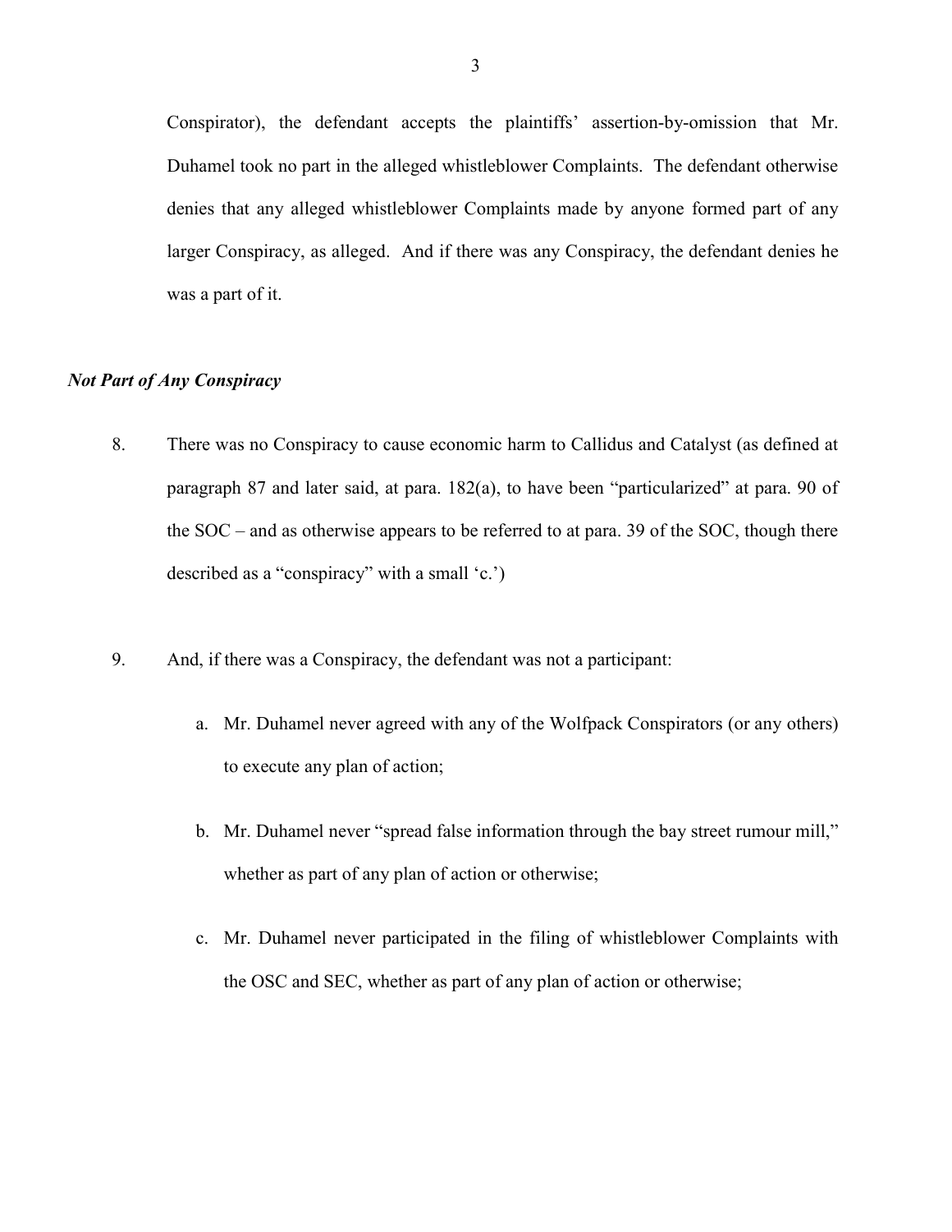Conspirator), the defendant accepts the plaintiffs' assertion-by-omission that Mr. Duhamel took no part in the alleged whistleblower Complaints. The defendant otherwise denies that any alleged whistleblower Complaints made by anyone formed part of any larger Conspiracy, as alleged. And if there was any Conspiracy, the defendant denies he was a part of it.

### *Not Part of Any Conspiracy*

8. There was no Conspiracy to cause economic harm to Callidus and Catalyst (as defined at paragraph 87 and later said, at para. 182(a), to have been "particularized" at para. 90 of the SOC – and as otherwise appears to be referred to at para. 39 of the SOC, though there described as a "conspiracy" with a small 'c.')

9. And, if there was a Conspiracy, the defendant was not a participant:

   a. Mr. Duhamel never agreed with any of the Wolfpack Conspirators (or any others) to execute any plan of action;

   b. Mr. Duhamel never "spread false information through the bay street rumour mill," whether as part of any plan of action or otherwise;

   c. Mr. Duhamel never participated in the filing of whistleblower Complaints with the OSC and SEC, whether as part of any plan of action or otherwise;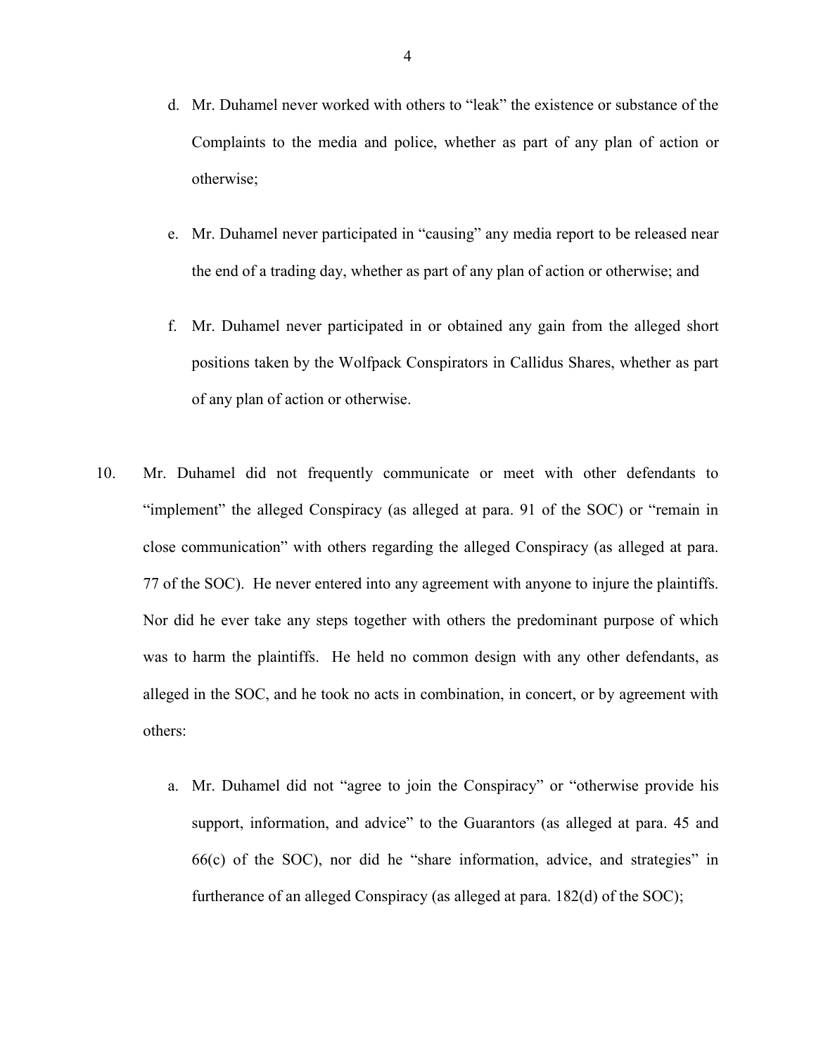d. Mr. Duhamel never worked with others to "leak" the existence or substance of the Complaints to the media and police, whether as part of any plan of action or otherwise;

e. Mr. Duhamel never participated in "causing" any media report to be released near the end of a trading day, whether as part of any plan of action or otherwise; and

f. Mr. Duhamel never participated in or obtained any gain from the alleged short positions taken by the Wolfpack Conspirators in Callidus Shares, whether as part of any plan of action or otherwise.

10. Mr. Duhamel did not frequently communicate or meet with other defendants to "implement" the alleged Conspiracy (as alleged at para. 91 of the SOC) or "remain in close communication" with others regarding the alleged Conspiracy (as alleged at para. 77 of the SOC). He never entered into any agreement with anyone to injure the plaintiffs. Nor did he ever take any steps together with others the predominant purpose of which was to harm the plaintiffs. He held no common design with any other defendants, as alleged in the SOC, and he took no acts in combination, in concert, or by agreement with others:

a. Mr. Duhamel did not "agree to join the Conspiracy" or "otherwise provide his support, information, and advice" to the Guarantors (as alleged at para. 45 and 66(c) of the SOC), nor did he "share information, advice, and strategies" in furtherance of an alleged Conspiracy (as alleged at para. 182(d) of the SOC);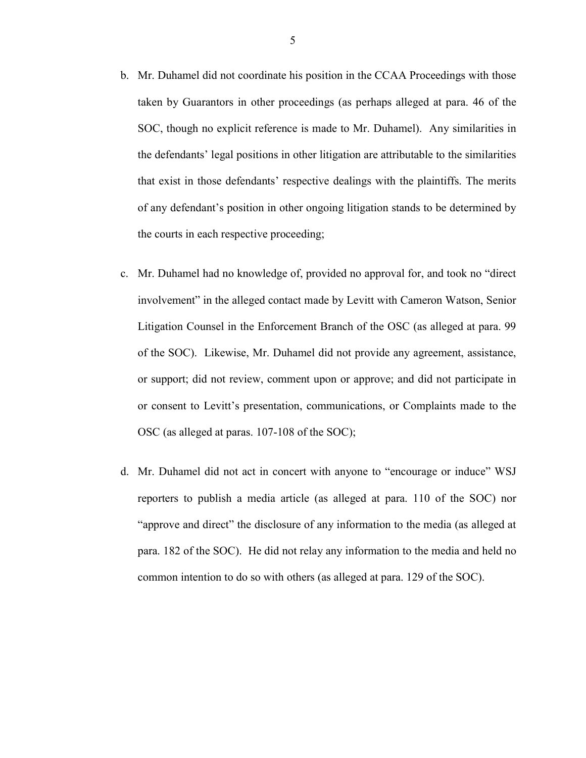b. Mr. Duhamel did not coordinate his position in the CCAA Proceedings with those taken by Guarantors in other proceedings (as perhaps alleged at para. 46 of the SOC, though no explicit reference is made to Mr. Duhamel). Any similarities in the defendants' legal positions in other litigation are attributable to the similarities that exist in those defendants' respective dealings with the plaintiffs. The merits of any defendant's position in other ongoing litigation stands to be determined by the courts in each respective proceeding;

c. Mr. Duhamel had no knowledge of, provided no approval for, and took no "direct involvement" in the alleged contact made by Levitt with Cameron Watson, Senior Litigation Counsel in the Enforcement Branch of the OSC (as alleged at para. 99 of the SOC). Likewise, Mr. Duhamel did not provide any agreement, assistance, or support; did not review, comment upon or approve; and did not participate in or consent to Levitt's presentation, communications, or Complaints made to the OSC (as alleged at paras. 107-108 of the SOC);

d. Mr. Duhamel did not act in concert with anyone to "encourage or induce" WSJ reporters to publish a media article (as alleged at para. 110 of the SOC) nor "approve and direct" the disclosure of any information to the media (as alleged at para. 182 of the SOC). He did not relay any information to the media and held no common intention to do so with others (as alleged at para. 129 of the SOC).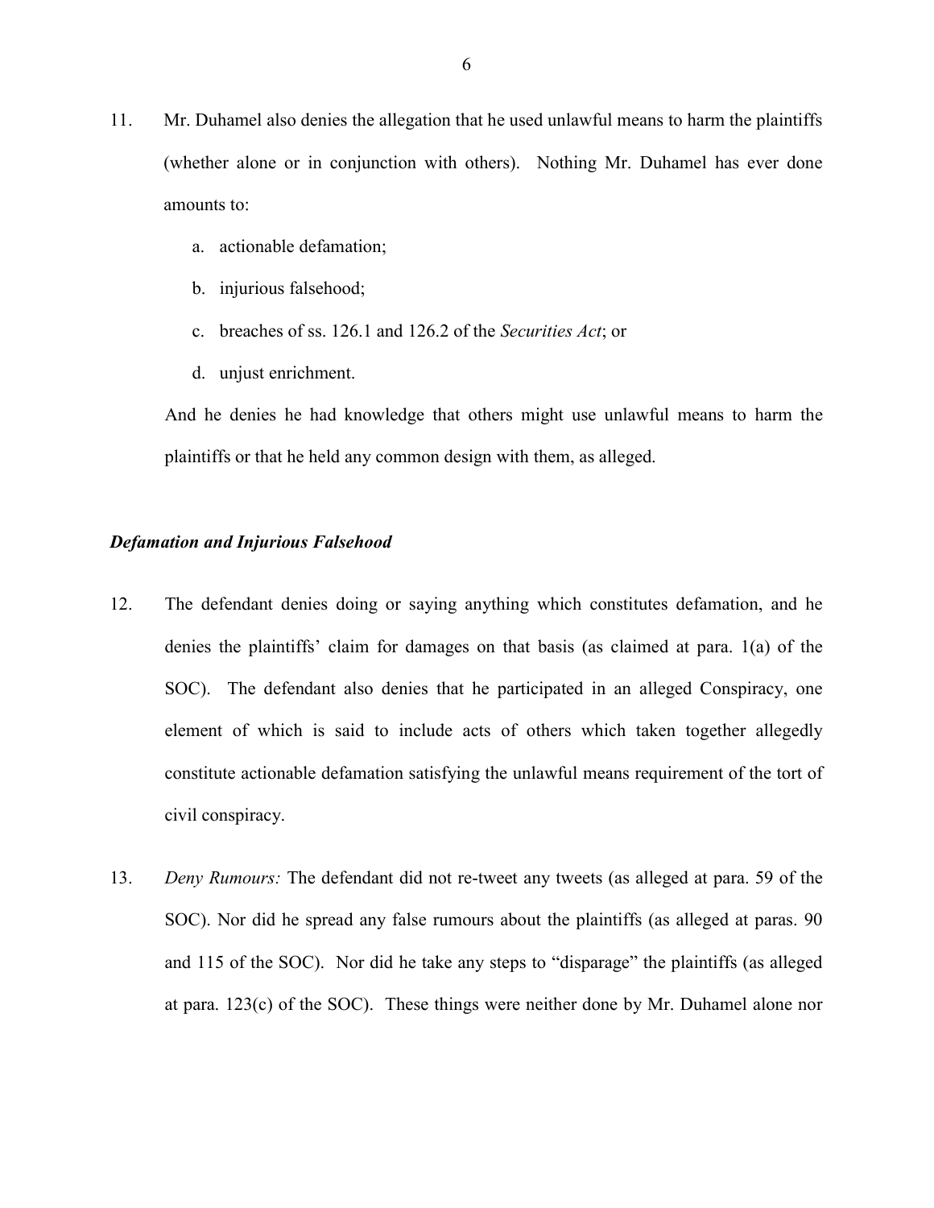11. Mr. Duhamel also denies the allegation that he used unlawful means to harm the plaintiffs (whether alone or in conjunction with others). Nothing Mr. Duhamel has ever done amounts to:

    a. actionable defamation;

    b. injurious falsehood;

    c. breaches of ss. 126.1 and 126.2 of the *Securities Act*; or

    d. unjust enrichment.

    And he denies he had knowledge that others might use unlawful means to harm the plaintiffs or that he held any common design with them, as alleged.

***Defamation and Injurious Falsehood***

12. The defendant denies doing or saying anything which constitutes defamation, and he denies the plaintiffs' claim for damages on that basis (as claimed at para. 1(a) of the SOC). The defendant also denies that he participated in an alleged Conspiracy, one element of which is said to include acts of others which taken together allegedly constitute actionable defamation satisfying the unlawful means requirement of the tort of civil conspiracy.

13. *Deny Rumours:* The defendant did not re-tweet any tweets (as alleged at para. 59 of the SOC). Nor did he spread any false rumours about the plaintiffs (as alleged at paras. 90 and 115 of the SOC). Nor did he take any steps to "disparage" the plaintiffs (as alleged at para. 123(c) of the SOC). These things were neither done by Mr. Duhamel alone nor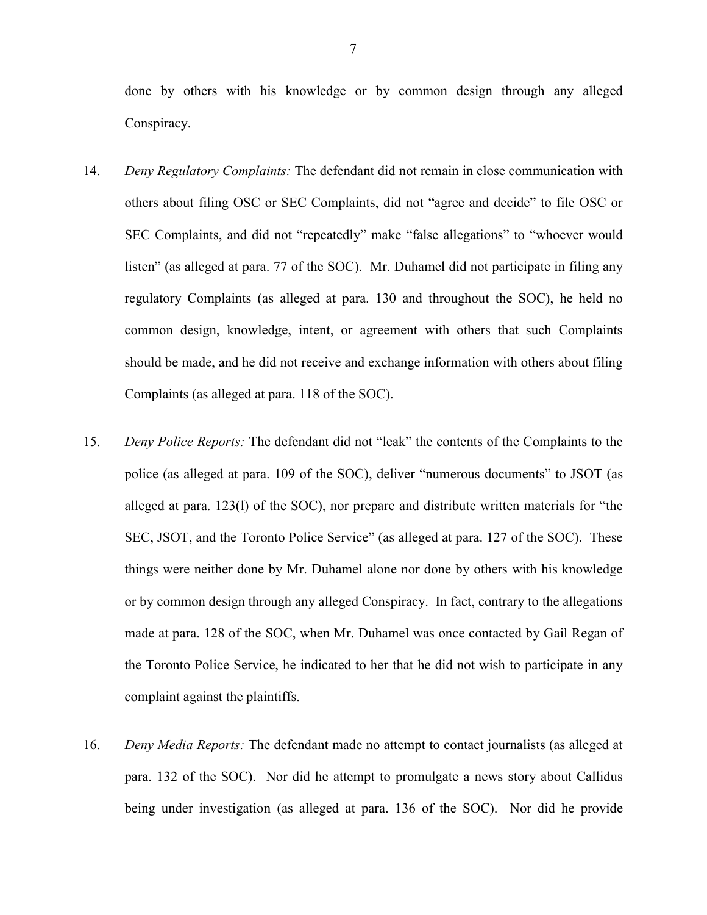done by others with his knowledge or by common design through any alleged Conspiracy.

14. *Deny Regulatory Complaints:* The defendant did not remain in close communication with others about filing OSC or SEC Complaints, did not "agree and decide" to file OSC or SEC Complaints, and did not "repeatedly" make "false allegations" to "whoever would listen" (as alleged at para. 77 of the SOC). Mr. Duhamel did not participate in filing any regulatory Complaints (as alleged at para. 130 and throughout the SOC), he held no common design, knowledge, intent, or agreement with others that such Complaints should be made, and he did not receive and exchange information with others about filing Complaints (as alleged at para. 118 of the SOC).

15. *Deny Police Reports:* The defendant did not "leak" the contents of the Complaints to the police (as alleged at para. 109 of the SOC), deliver "numerous documents" to JSOT (as alleged at para. 123(l) of the SOC), nor prepare and distribute written materials for "the SEC, JSOT, and the Toronto Police Service" (as alleged at para. 127 of the SOC). These things were neither done by Mr. Duhamel alone nor done by others with his knowledge or by common design through any alleged Conspiracy. In fact, contrary to the allegations made at para. 128 of the SOC, when Mr. Duhamel was once contacted by Gail Regan of the Toronto Police Service, he indicated to her that he did not wish to participate in any complaint against the plaintiffs.

16. *Deny Media Reports:* The defendant made no attempt to contact journalists (as alleged at para. 132 of the SOC). Nor did he attempt to promulgate a news story about Callidus being under investigation (as alleged at para. 136 of the SOC). Nor did he provide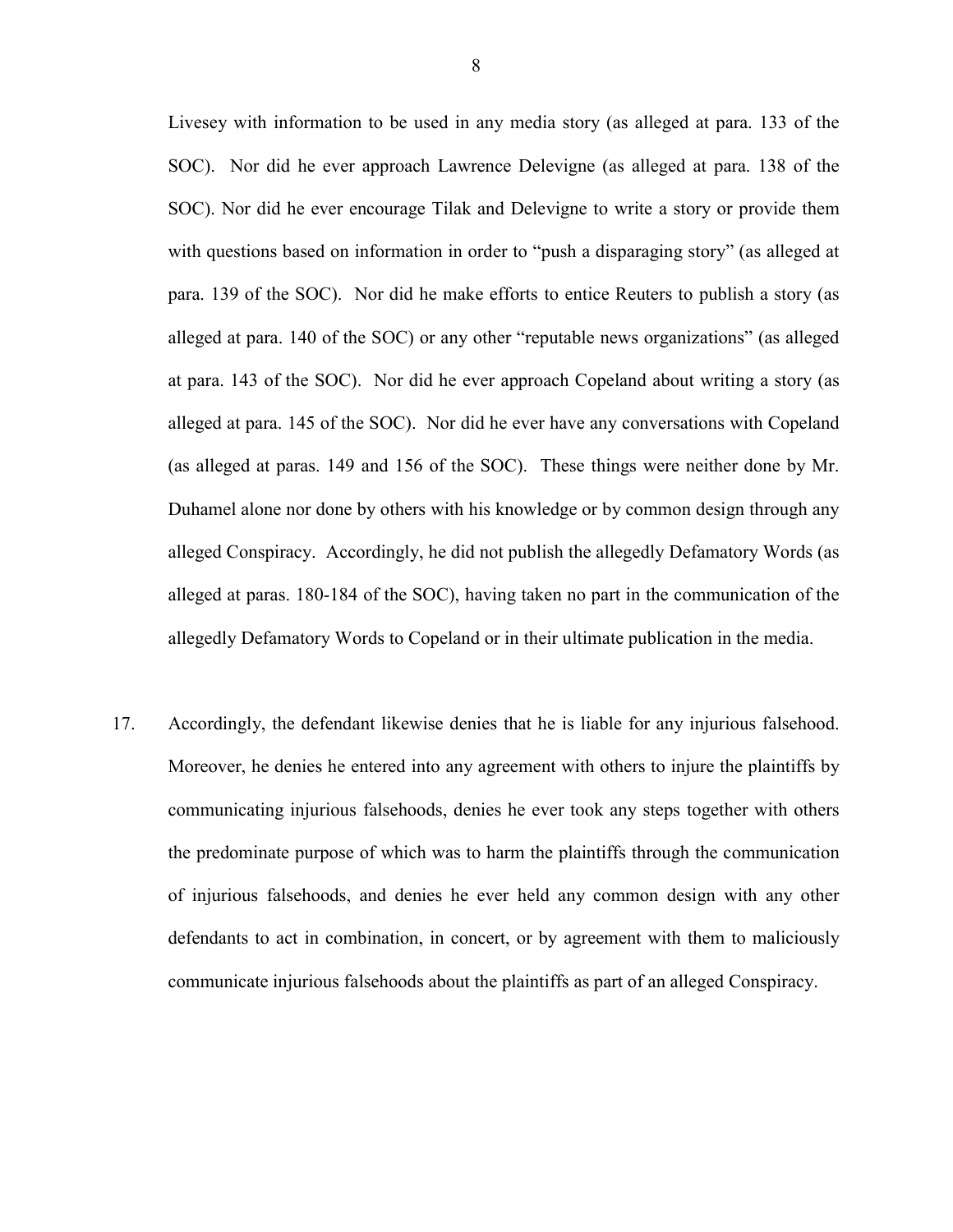Livesey with information to be used in any media story (as alleged at para. 133 of the SOC). Nor did he ever approach Lawrence Delevigne (as alleged at para. 138 of the SOC). Nor did he ever encourage Tilak and Delevigne to write a story or provide them with questions based on information in order to "push a disparaging story" (as alleged at para. 139 of the SOC). Nor did he make efforts to entice Reuters to publish a story (as alleged at para. 140 of the SOC) or any other "reputable news organizations" (as alleged at para. 143 of the SOC). Nor did he ever approach Copeland about writing a story (as alleged at para. 145 of the SOC). Nor did he ever have any conversations with Copeland (as alleged at paras. 149 and 156 of the SOC). These things were neither done by Mr. Duhamel alone nor done by others with his knowledge or by common design through any alleged Conspiracy. Accordingly, he did not publish the allegedly Defamatory Words (as alleged at paras. 180-184 of the SOC), having taken no part in the communication of the allegedly Defamatory Words to Copeland or in their ultimate publication in the media.

17. Accordingly, the defendant likewise denies that he is liable for any injurious falsehood. Moreover, he denies he entered into any agreement with others to injure the plaintiffs by communicating injurious falsehoods, denies he ever took any steps together with others the predominate purpose of which was to harm the plaintiffs through the communication of injurious falsehoods, and denies he ever held any common design with any other defendants to act in combination, in concert, or by agreement with them to maliciously communicate injurious falsehoods about the plaintiffs as part of an alleged Conspiracy.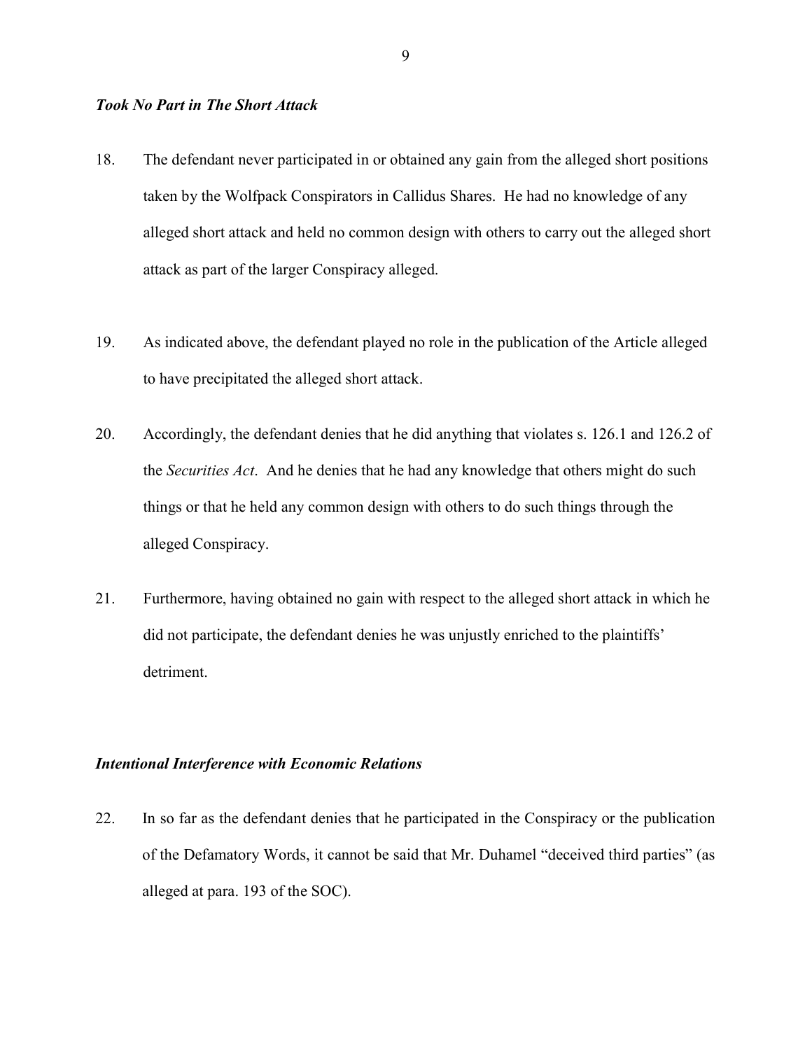### *Took No Part in The Short Attack*

18. The defendant never participated in or obtained any gain from the alleged short positions taken by the Wolfpack Conspirators in Callidus Shares. He had no knowledge of any alleged short attack and held no common design with others to carry out the alleged short attack as part of the larger Conspiracy alleged.

19. As indicated above, the defendant played no role in the publication of the Article alleged to have precipitated the alleged short attack.

20. Accordingly, the defendant denies that he did anything that violates s. 126.1 and 126.2 of the *Securities Act*. And he denies that he had any knowledge that others might do such things or that he held any common design with others to do such things through the alleged Conspiracy.

21. Furthermore, having obtained no gain with respect to the alleged short attack in which he did not participate, the defendant denies he was unjustly enriched to the plaintiffs' detriment.

### *Intentional Interference with Economic Relations*

22. In so far as the defendant denies that he participated in the Conspiracy or the publication of the Defamatory Words, it cannot be said that Mr. Duhamel "deceived third parties" (as alleged at para. 193 of the SOC).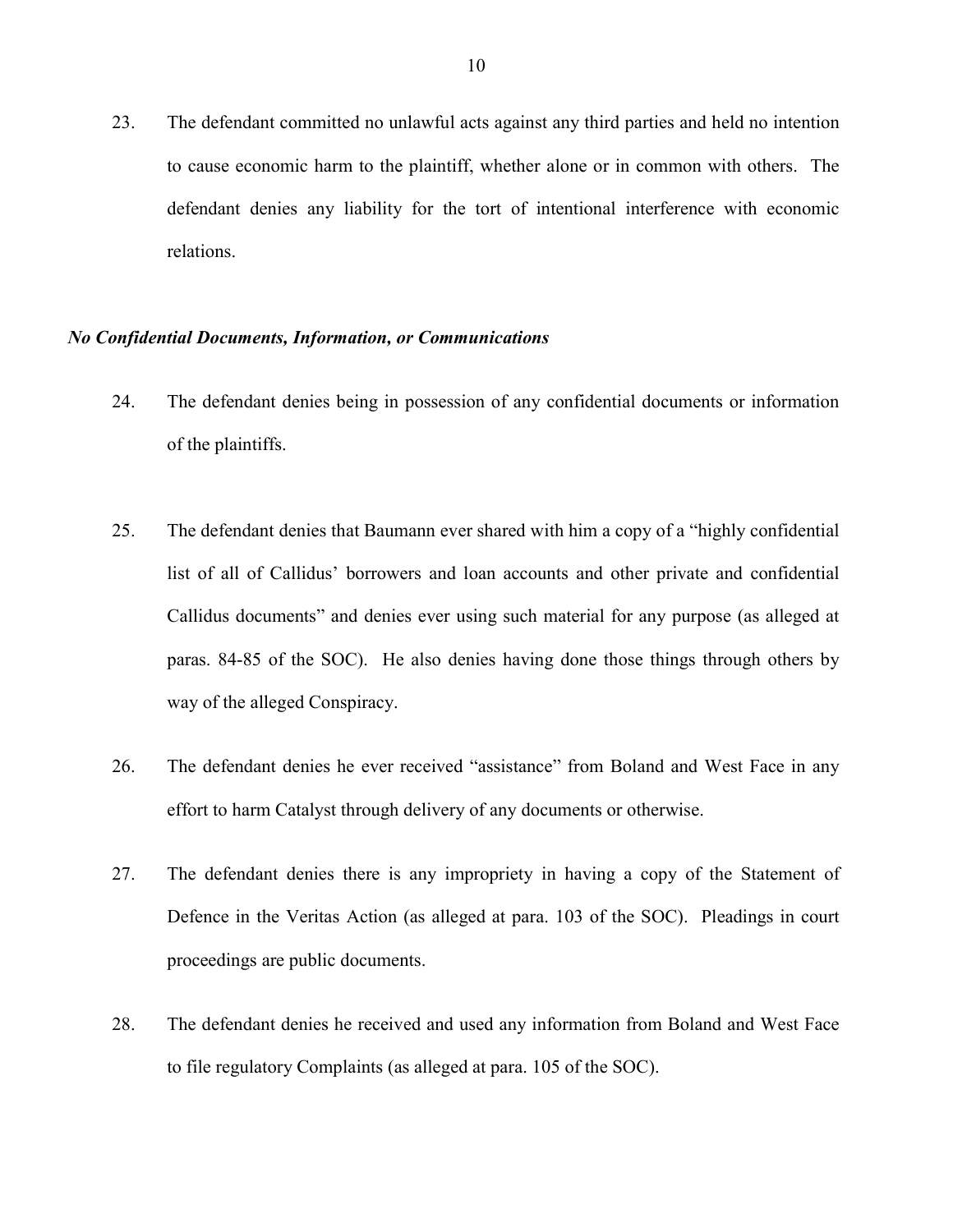23. The defendant committed no unlawful acts against any third parties and held no intention to cause economic harm to the plaintiff, whether alone or in common with others. The defendant denies any liability for the tort of intentional interference with economic relations.

### *No Confidential Documents, Information, or Communications*

24. The defendant denies being in possession of any confidential documents or information of the plaintiffs.

25. The defendant denies that Baumann ever shared with him a copy of a "highly confidential list of all of Callidus' borrowers and loan accounts and other private and confidential Callidus documents" and denies ever using such material for any purpose (as alleged at paras. 84-85 of the SOC). He also denies having done those things through others by way of the alleged Conspiracy.

26. The defendant denies he ever received "assistance" from Boland and West Face in any effort to harm Catalyst through delivery of any documents or otherwise.

27. The defendant denies there is any impropriety in having a copy of the Statement of Defence in the Veritas Action (as alleged at para. 103 of the SOC). Pleadings in court proceedings are public documents.

28. The defendant denies he received and used any information from Boland and West Face to file regulatory Complaints (as alleged at para. 105 of the SOC).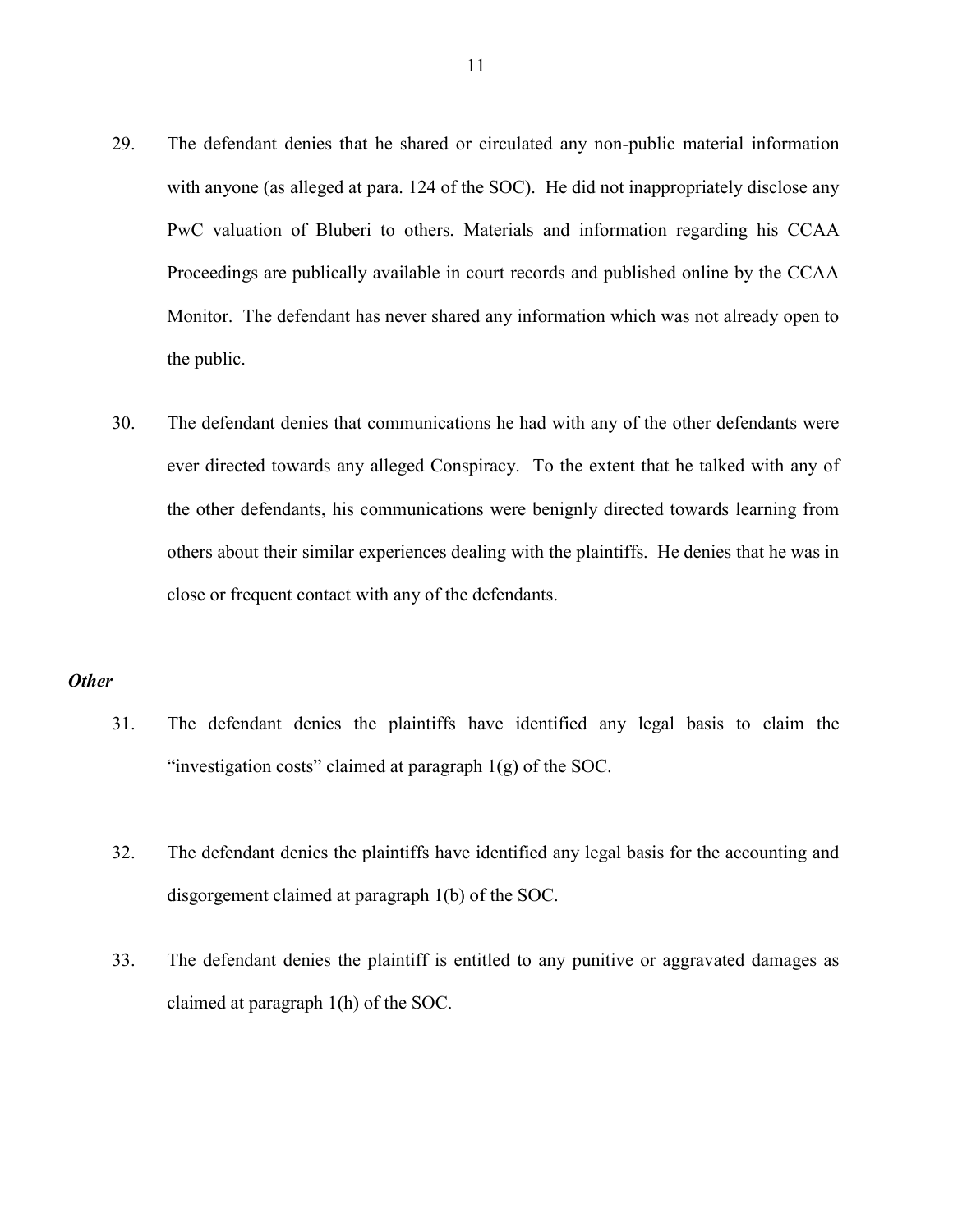29. The defendant denies that he shared or circulated any non-public material information with anyone (as alleged at para. 124 of the SOC). He did not inappropriately disclose any PwC valuation of Bluberi to others. Materials and information regarding his CCAA Proceedings are publically available in court records and published online by the CCAA Monitor. The defendant has never shared any information which was not already open to the public.

30. The defendant denies that communications he had with any of the other defendants were ever directed towards any alleged Conspiracy. To the extent that he talked with any of the other defendants, his communications were benignly directed towards learning from others about their similar experiences dealing with the plaintiffs. He denies that he was in close or frequent contact with any of the defendants.

***Other***

31. The defendant denies the plaintiffs have identified any legal basis to claim the "investigation costs" claimed at paragraph 1(g) of the SOC.

32. The defendant denies the plaintiffs have identified any legal basis for the accounting and disgorgement claimed at paragraph 1(b) of the SOC.

33. The defendant denies the plaintiff is entitled to any punitive or aggravated damages as claimed at paragraph 1(h) of the SOC.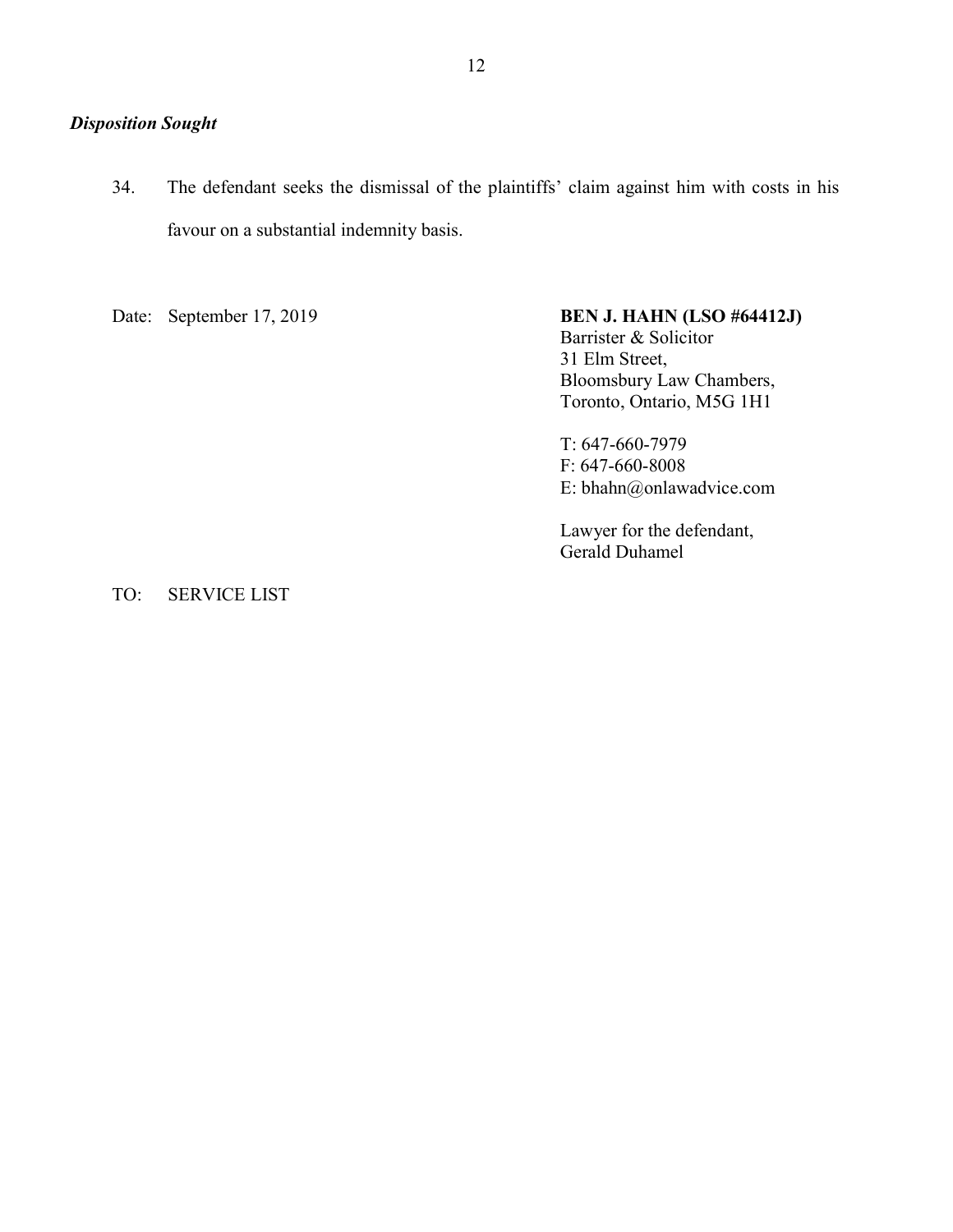***Disposition Sought***

34. The defendant seeks the dismissal of the plaintiffs' claim against him with costs in his favour on a substantial indemnity basis.

Date: September 17, 2019

**BEN J. HAHN (LSO #64412J)**
Barrister & Solicitor
31 Elm Street,
Bloomsbury Law Chambers,
Toronto, Ontario, M5G 1H1

T: 647-660-7979
F: 647-660-8008
E: bhahn@onlawadvice.com

Lawyer for the defendant,
Gerald Duhamel

TO: SERVICE LIST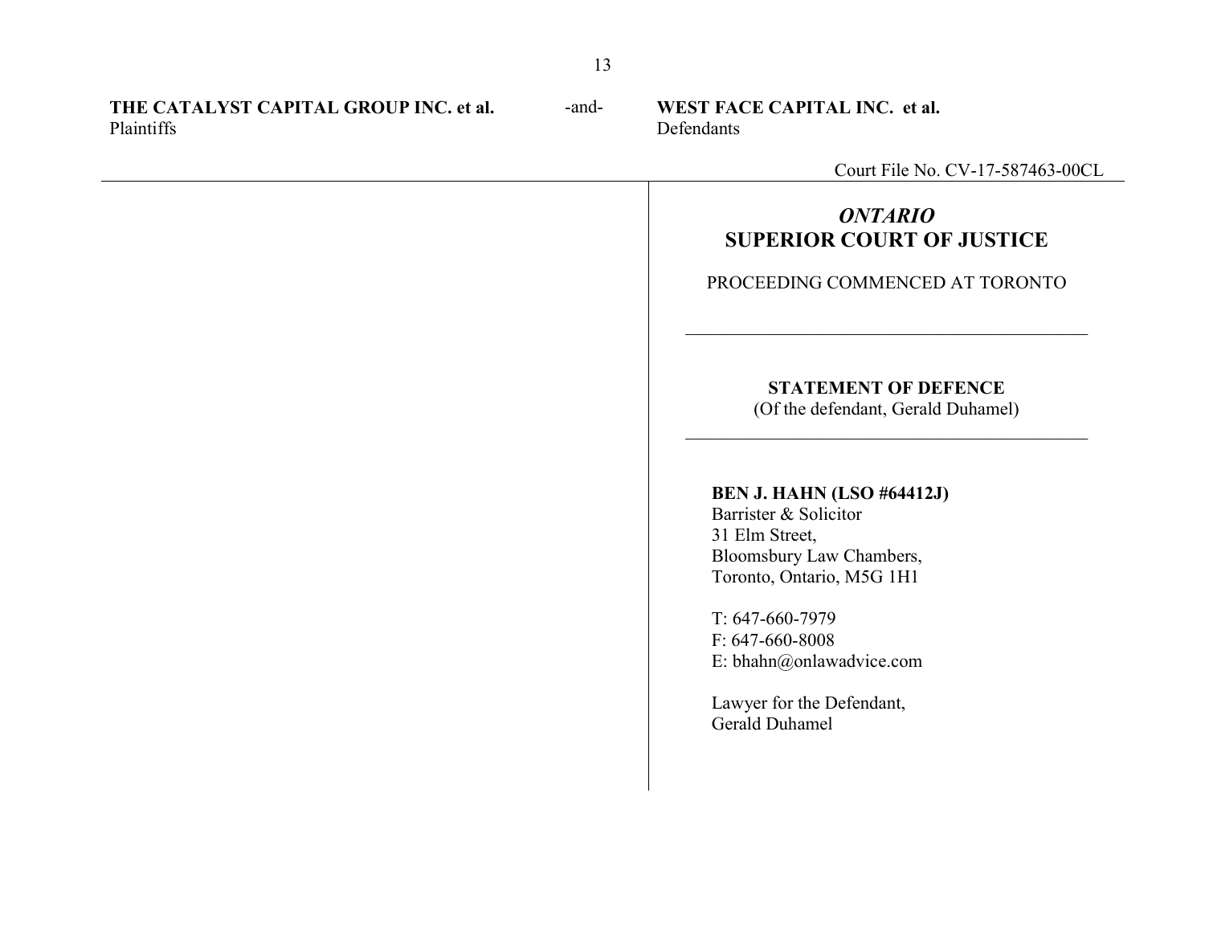**THE CATALYST CAPITAL GROUP INC. et al.**
Plaintiffs

-and-

**WEST FACE CAPITAL INC. et al.**
Defendants

Court File No. CV-17-587463-00CL

***ONTARIO***
**SUPERIOR COURT OF JUSTICE**

PROCEEDING COMMENCED AT TORONTO

**STATEMENT OF DEFENCE**
(Of the defendant, Gerald Duhamel)

**BEN J. HAHN (LSO #64412J)**
Barrister & Solicitor
31 Elm Street,
Bloomsbury Law Chambers,
Toronto, Ontario, M5G 1H1

T: 647-660-7979
F: 647-660-8008
E: bhahn@onlawadvice.com

Lawyer for the Defendant,
Gerald Duhamel